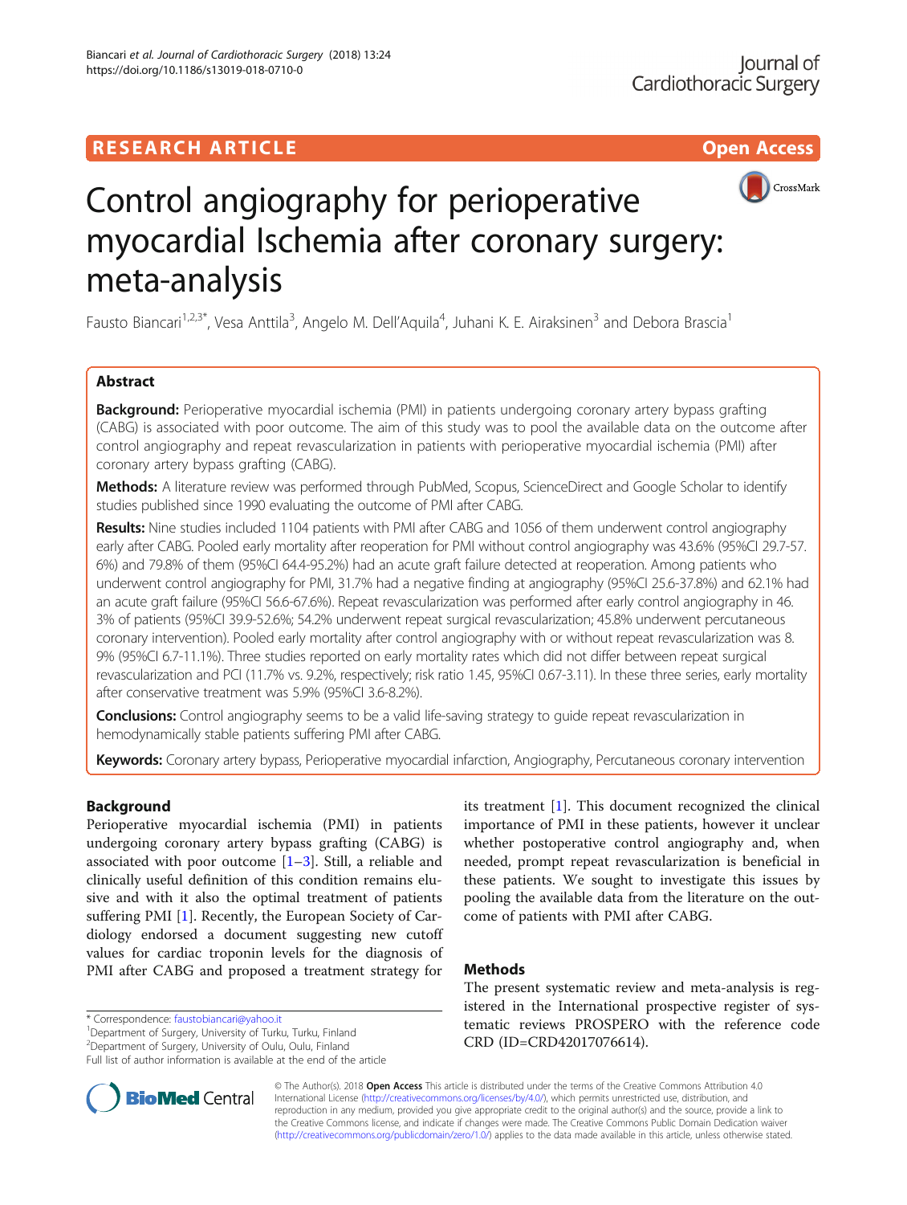RESEARCH ARTICLE

Open Access

# Control angiography for perioperative myocardial Ischemia after coronary surgery: meta-analysis

Fausto Biancari[1,2,3*], Vesa Anttila[3], Angelo M. Dell'Aquila[4], Juhani K. E. Airaksinen[3] and Debora Brascia[1]

## Abstract

**Background:** Perioperative myocardial ischemia (PMI) in patients undergoing coronary artery bypass grafting (CABG) is associated with poor outcome. The aim of this study was to pool the available data on the outcome after control angiography and repeat revascularization in patients with perioperative myocardial ischemia (PMI) after coronary artery bypass grafting (CABG).

**Methods:** A literature review was performed through PubMed, Scopus, ScienceDirect and Google Scholar to identify studies published since 1990 evaluating the outcome of PMI after CABG.

**Results:** Nine studies included 1104 patients with PMI after CABG and 1056 of them underwent control angiography early after CABG. Pooled early mortality after reoperation for PMI without control angiography was 43.6% (95%CI 29.7-57.6%) and 79.8% of them (95%CI 64.4-95.2%) had an acute graft failure detected at reoperation. Among patients who underwent control angiography for PMI, 31.7% had a negative finding at angiography (95%CI 25.6-37.8%) and 62.1% had an acute graft failure (95%CI 56.6-67.6%). Repeat revascularization was performed after early control angiography in 46.3% of patients (95%CI 39.9-52.6%; 54.2% underwent repeat surgical revascularization; 45.8% underwent percutaneous coronary intervention). Pooled early mortality after control angiography with or without repeat revascularization was 8.9% (95%CI 6.7-11.1%). Three studies reported on early mortality rates which did not differ between repeat surgical revascularization and PCI (11.7% vs. 9.2%, respectively; risk ratio 1.45, 95%CI 0.67-3.11). In these three series, early mortality after conservative treatment was 5.9% (95%CI 3.6-8.2%).

**Conclusions:** Control angiography seems to be a valid life-saving strategy to guide repeat revascularization in hemodynamically stable patients suffering PMI after CABG.

**Keywords:** Coronary artery bypass, Perioperative myocardial infarction, Angiography, Percutaneous coronary intervention

## Background

Perioperative myocardial ischemia (PMI) in patients undergoing coronary artery bypass grafting (CABG) is associated with poor outcome [1–3]. Still, a reliable and clinically useful definition of this condition remains elusive and with it also the optimal treatment of patients suffering PMI [1]. Recently, the European Society of Cardiology endorsed a document suggesting new cutoff values for cardiac troponin levels for the diagnosis of PMI after CABG and proposed a treatment strategy for its treatment [1]. This document recognized the clinical importance of PMI in these patients, however it unclear whether postoperative control angiography and, when needed, prompt repeat revascularization is beneficial in these patients. We sought to investigate this issues by pooling the available data from the literature on the outcome of patients with PMI after CABG.

## Methods

The present systematic review and meta-analysis is registered in the International prospective register of systematic reviews PROSPERO with the reference code CRD (ID=CRD42017076614).

* Correspondence: faustobiancari@yahoo.it
[1]Department of Surgery, University of Turku, Turku, Finland
[2]Department of Surgery, University of Oulu, Oulu, Finland
Full list of author information is available at the end of the article

© The Author(s). 2018 **Open Access** This article is distributed under the terms of the Creative Commons Attribution 4.0 International License (http://creativecommons.org/licenses/by/4.0/), which permits unrestricted use, distribution, and reproduction in any medium, provided you give appropriate credit to the original author(s) and the source, provide a link to the Creative Commons license, and indicate if changes were made. The Creative Commons Public Domain Dedication waiver (http://creativecommons.org/publicdomain/zero/1.0/) applies to the data made available in this article, unless otherwise stated.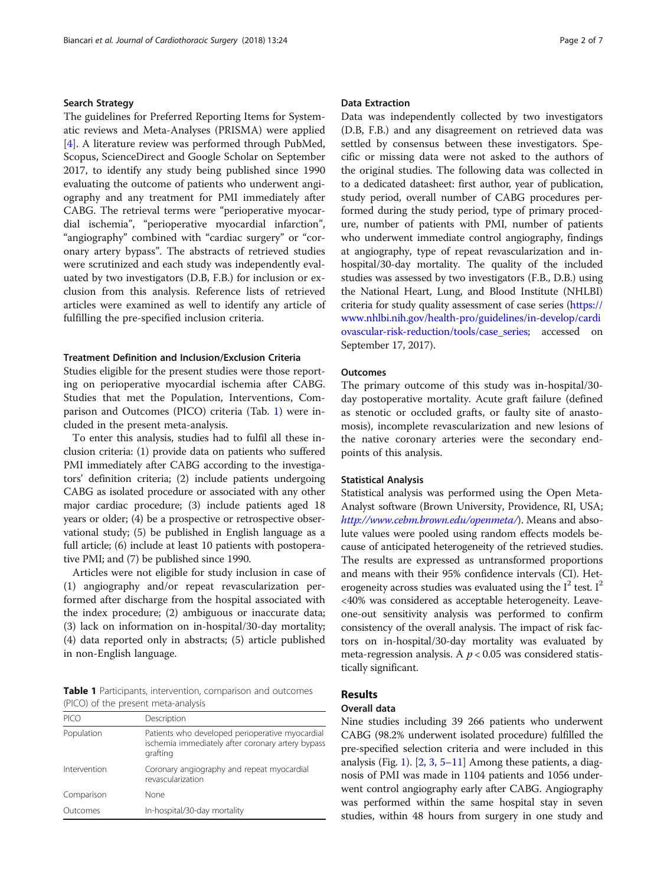### Search Strategy

The guidelines for Preferred Reporting Items for Systematic reviews and Meta-Analyses (PRISMA) were applied [4]. A literature review was performed through PubMed, Scopus, ScienceDirect and Google Scholar on September 2017, to identify any study being published since 1990 evaluating the outcome of patients who underwent angiography and any treatment for PMI immediately after CABG. The retrieval terms were "perioperative myocardial ischemia", "perioperative myocardial infarction", "angiography" combined with "cardiac surgery" or "coronary artery bypass". The abstracts of retrieved studies were scrutinized and each study was independently evaluated by two investigators (D.B, F.B.) for inclusion or exclusion from this analysis. Reference lists of retrieved articles were examined as well to identify any article of fulfilling the pre-specified inclusion criteria.

### Treatment Definition and Inclusion/Exclusion Criteria

Studies eligible for the present studies were those reporting on perioperative myocardial ischemia after CABG. Studies that met the Population, Interventions, Comparison and Outcomes (PICO) criteria (Tab. 1) were included in the present meta-analysis.

To enter this analysis, studies had to fulfil all these inclusion criteria: (1) provide data on patients who suffered PMI immediately after CABG according to the investigators' definition criteria; (2) include patients undergoing CABG as isolated procedure or associated with any other major cardiac procedure; (3) include patients aged 18 years or older; (4) be a prospective or retrospective observational study; (5) be published in English language as a full article; (6) include at least 10 patients with postoperative PMI; and (7) be published since 1990.

Articles were not eligible for study inclusion in case of (1) angiography and/or repeat revascularization performed after discharge from the hospital associated with the index procedure; (2) ambiguous or inaccurate data; (3) lack on information on in-hospital/30-day mortality; (4) data reported only in abstracts; (5) article published in non-English language.

**Table 1** Participants, intervention, comparison and outcomes (PICO) of the present meta-analysis

| PICO | Description |
|---|---|
| Population | Patients who developed perioperative myocardial ischemia immediately after coronary artery bypass grafting |
| Intervention | Coronary angiography and repeat myocardial revascularization |
| Comparison | None |
| Outcomes | In-hospital/30-day mortality |

### Data Extraction

Data was independently collected by two investigators (D.B, F.B.) and any disagreement on retrieved data was settled by consensus between these investigators. Specific or missing data were not asked to the authors of the original studies. The following data was collected in to a dedicated datasheet: first author, year of publication, study period, overall number of CABG procedures performed during the study period, type of primary procedure, number of patients with PMI, number of patients who underwent immediate control angiography, findings at angiography, type of repeat revascularization and in-hospital/30-day mortality. The quality of the included studies was assessed by two investigators (F.B., D.B.) using the National Heart, Lung, and Blood Institute (NHLBI) criteria for study quality assessment of case series (https://www.nhlbi.nih.gov/health-pro/guidelines/in-develop/cardiovascular-risk-reduction/tools/case_series; accessed on September 17, 2017).

### Outcomes

The primary outcome of this study was in-hospital/30-day postoperative mortality. Acute graft failure (defined as stenotic or occluded grafts, or faulty site of anastomosis), incomplete revascularization and new lesions of the native coronary arteries were the secondary endpoints of this analysis.

### Statistical Analysis

Statistical analysis was performed using the Open Meta-Analyst software (Brown University, Providence, RI, USA; *http://www.cebm.brown.edu/openmeta/*). Means and absolute values were pooled using random effects models because of anticipated heterogeneity of the retrieved studies. The results are expressed as untransformed proportions and means with their 95% confidence intervals (CI). Heterogeneity across studies was evaluated using the $I^2$ test. $I^2$ <40% was considered as acceptable heterogeneity. Leave-one-out sensitivity analysis was performed to confirm consistency of the overall analysis. The impact of risk factors on in-hospital/30-day mortality was evaluated by meta-regression analysis. A $p < 0.05$ was considered statistically significant.

## Results

### Overall data

Nine studies including 39 266 patients who underwent CABG (98.2% underwent isolated procedure) fulfilled the pre-specified selection criteria and were included in this analysis (Fig. 1). [2, 3, 5–11] Among these patients, a diagnosis of PMI was made in 1104 patients and 1056 underwent control angiography early after CABG. Angiography was performed within the same hospital stay in seven studies, within 48 hours from surgery in one study and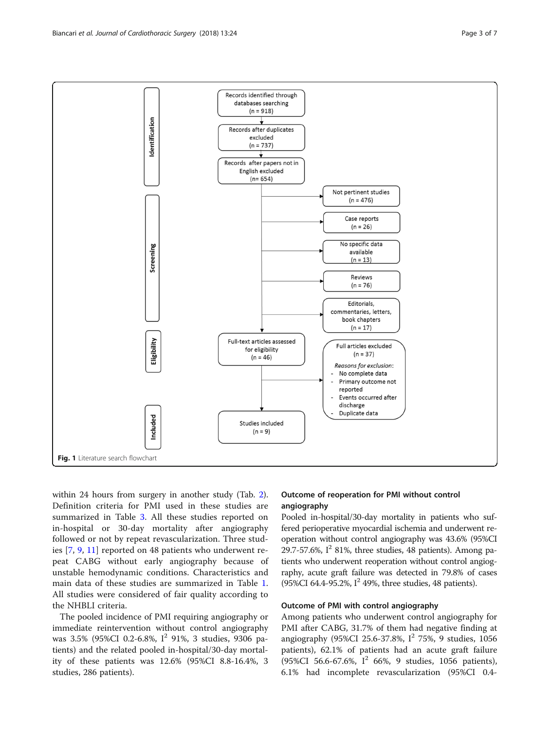Records identified through databases searching (n = 918)

Records after duplicates excluded (n = 737)

Records after papers not in English excluded (n= 654)

Not pertinent studies (n = 476)

Case reports (n = 26)

No specific data available (n = 13)

Reviews (n = 76)

Editorials, commentaries, letters, book chapters (n = 17)

Full-text articles assessed for eligibility (n = 46)

Full articles excluded (n = 37)

*Reasons for exclusion*:
- No complete data
- Primary outcome not reported
- Events occurred after discharge
- Duplicate data

Studies included (n = 9)

Identification / Screening / Eligibility / Included

**Fig. 1** Literature search flowchart

within 24 hours from surgery in another study (Tab. 2). Definition criteria for PMI used in these studies are summarized in Table 3. All these studies reported on in-hospital or 30-day mortality after angiography followed or not by repeat revascularization. Three studies [7, 9, 11] reported on 48 patients who underwent repeat CABG without early angiography because of unstable hemodynamic conditions. Characteristics and main data of these studies are summarized in Table 1. All studies were considered of fair quality according to the NHBLI criteria.

The pooled incidence of PMI requiring angiography or immediate reintervention without control angiography was 3.5% (95%CI 0.2-6.8%, $I^2$ 91%, 3 studies, 9306 patients) and the related pooled in-hospital/30-day mortality of these patients was 12.6% (95%CI 8.8-16.4%, 3 studies, 286 patients).

## Outcome of reoperation for PMI without control angiography

Pooled in-hospital/30-day mortality in patients who suffered perioperative myocardial ischemia and underwent reoperation without control angiography was 43.6% (95%CI 29.7-57.6%, $I^2$ 81%, three studies, 48 patients). Among patients who underwent reoperation without control angiography, acute graft failure was detected in 79.8% of cases (95%CI 64.4-95.2%, $I^2$ 49%, three studies, 48 patients).

## Outcome of PMI with control angiography

Among patients who underwent control angiography for PMI after CABG, 31.7% of them had negative finding at angiography (95%CI 25.6-37.8%, $I^2$ 75%, 9 studies, 1056 patients), 62.1% of patients had an acute graft failure (95%CI 56.6-67.6%, $I^2$ 66%, 9 studies, 1056 patients), 6.1% had incomplete revascularization (95%CI 0.4-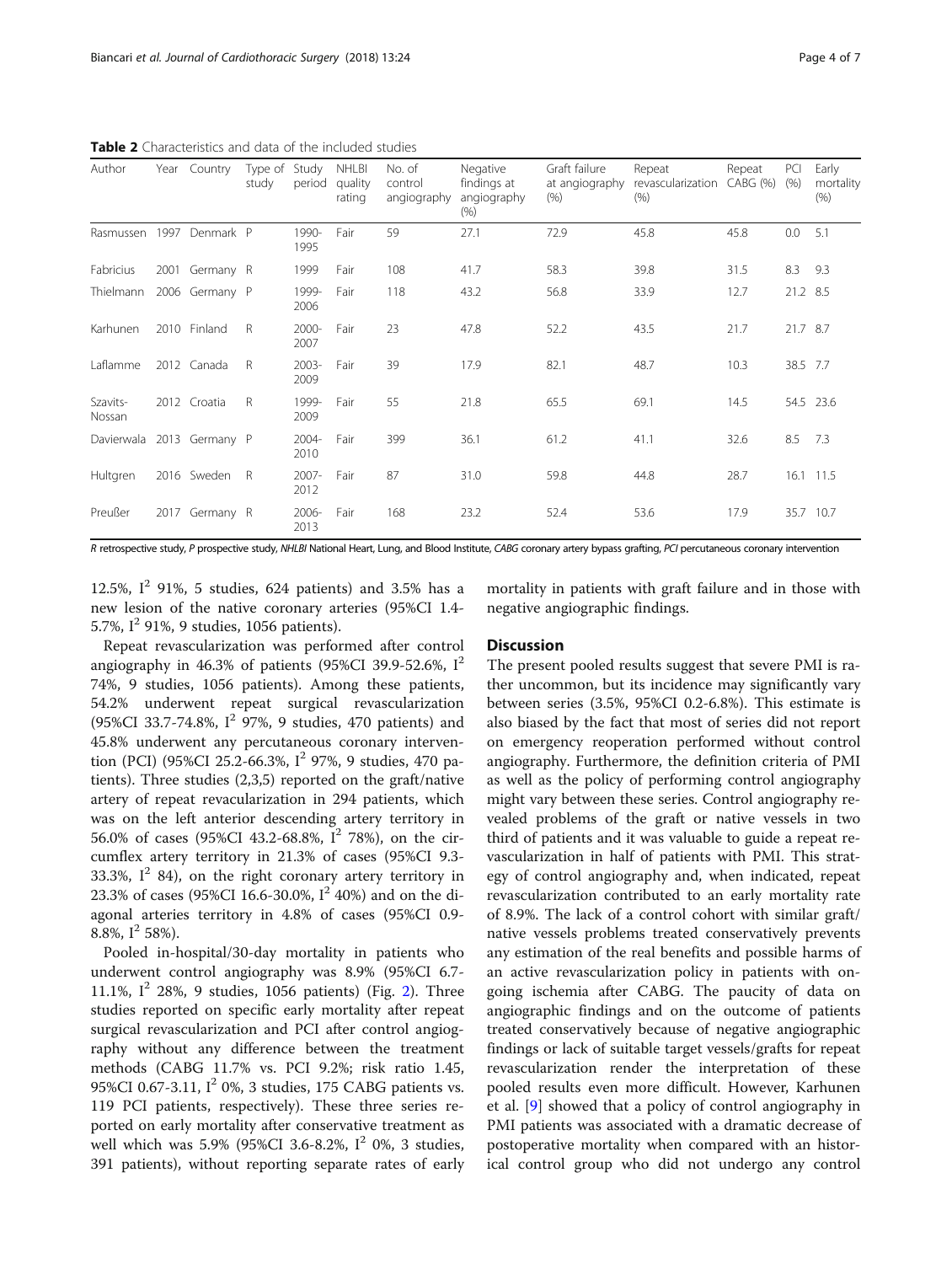**Table 2** Characteristics and data of the included studies

| Author | Year | Country | Type of study | Study period | NHLBI quality rating | No. of control angiography | Negative findings at angiography (%) | Graft failure at angiography (%) | Repeat revascularization (%) | Repeat CABG (%) | PCI (%) | Early mortality (%) |
|---|---|---|---|---|---|---|---|---|---|---|---|---|
| Rasmussen | 1997 | Denmark | P | 1990-1995 | Fair | 59 | 27.1 | 72.9 | 45.8 | 45.8 | 0.0 | 5.1 |
| Fabricius | 2001 | Germany | R | 1999 | Fair | 108 | 41.7 | 58.3 | 39.8 | 31.5 | 8.3 | 9.3 |
| Thielmann | 2006 | Germany | P | 1999-2006 | Fair | 118 | 43.2 | 56.8 | 33.9 | 12.7 | 21.2 | 8.5 |
| Karhunen | 2010 | Finland | R | 2000-2007 | Fair | 23 | 47.8 | 52.2 | 43.5 | 21.7 | 21.7 | 8.7 |
| Laflamme | 2012 | Canada | R | 2003-2009 | Fair | 39 | 17.9 | 82.1 | 48.7 | 10.3 | 38.5 | 7.7 |
| Szavits-Nossan | 2012 | Croatia | R | 1999-2009 | Fair | 55 | 21.8 | 65.5 | 69.1 | 14.5 | 54.5 | 23.6 |
| Davierwala | 2013 | Germany | P | 2004-2010 | Fair | 399 | 36.1 | 61.2 | 41.1 | 32.6 | 8.5 | 7.3 |
| Hultgren | 2016 | Sweden | R | 2007-2012 | Fair | 87 | 31.0 | 59.8 | 44.8 | 28.7 | 16.1 | 11.5 |
| Preußer | 2017 | Germany | R | 2006-2013 | Fair | 168 | 23.2 | 52.4 | 53.6 | 17.9 | 35.7 | 10.7 |

*R* retrospective study, *P* prospective study, *NHLBI* National Heart, Lung, and Blood Institute, *CABG* coronary artery bypass grafting, *PCI* percutaneous coronary intervention

12.5%, $I^2$ 91%, 5 studies, 624 patients) and 3.5% has a new lesion of the native coronary arteries (95%CI 1.4-5.7%, $I^2$ 91%, 9 studies, 1056 patients).

Repeat revascularization was performed after control angiography in 46.3% of patients (95%CI 39.9-52.6%, $I^2$ 74%, 9 studies, 1056 patients). Among these patients, 54.2% underwent repeat surgical revascularization (95%CI 33.7-74.8%, $I^2$ 97%, 9 studies, 470 patients) and 45.8% underwent any percutaneous coronary intervention (PCI) (95%CI 25.2-66.3%, $I^2$ 97%, 9 studies, 470 patients). Three studies (2,3,5) reported on the graft/native artery of repeat revacularization in 294 patients, which was on the left anterior descending artery territory in 56.0% of cases (95%CI 43.2-68.8%, $I^2$ 78%), on the circumflex artery territory in 21.3% of cases (95%CI 9.3-33.3%, $I^2$ 84), on the right coronary artery territory in 23.3% of cases (95%CI 16.6-30.0%, $I^2$ 40%) and on the diagonal arteries territory in 4.8% of cases (95%CI 0.9-8.8%, $I^2$ 58%).

Pooled in-hospital/30-day mortality in patients who underwent control angiography was 8.9% (95%CI 6.7-11.1%, $I^2$ 28%, 9 studies, 1056 patients) (Fig. 2). Three studies reported on specific early mortality after repeat surgical revascularization and PCI after control angiography without any difference between the treatment methods (CABG 11.7% vs. PCI 9.2%; risk ratio 1.45, 95%CI 0.67-3.11, $I^2$ 0%, 3 studies, 175 CABG patients vs. 119 PCI patients, respectively). These three series reported on early mortality after conservative treatment as well which was 5.9% (95%CI 3.6-8.2%, $I^2$ 0%, 3 studies, 391 patients), without reporting separate rates of early mortality in patients with graft failure and in those with negative angiographic findings.

## Discussion

The present pooled results suggest that severe PMI is rather uncommon, but its incidence may significantly vary between series (3.5%, 95%CI 0.2-6.8%). This estimate is also biased by the fact that most of series did not report on emergency reoperation performed without control angiography. Furthermore, the definition criteria of PMI as well as the policy of performing control angiography might vary between these series. Control angiography revealed problems of the graft or native vessels in two third of patients and it was valuable to guide a repeat revascularization in half of patients with PMI. This strategy of control angiography and, when indicated, repeat revascularization contributed to an early mortality rate of 8.9%. The lack of a control cohort with similar graft/native vessels problems treated conservatively prevents any estimation of the real benefits and possible harms of an active revascularization policy in patients with ongoing ischemia after CABG. The paucity of data on angiographic findings and on the outcome of patients treated conservatively because of negative angiographic findings or lack of suitable target vessels/grafts for repeat revascularization render the interpretation of these pooled results even more difficult. However, Karhunen et al. [9] showed that a policy of control angiography in PMI patients was associated with a dramatic decrease of postoperative mortality when compared with an historical control group who did not undergo any control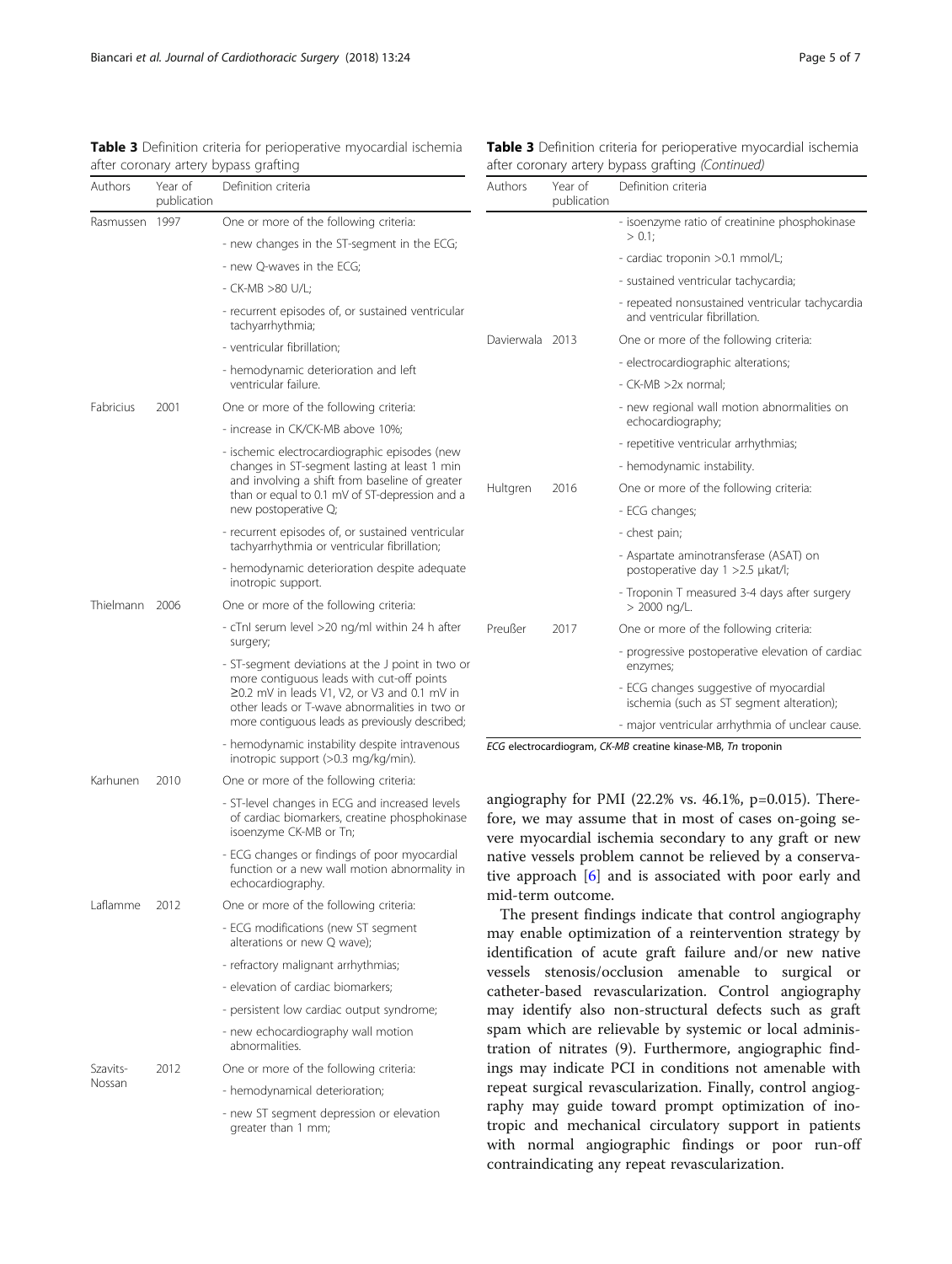**Table 3** Definition criteria for perioperative myocardial ischemia after coronary artery bypass grafting

| Authors | Year of publication | Definition criteria |
| --- | --- | --- |
| Rasmussen | 1997 | One or more of the following criteria: |
| | | - new changes in the ST-segment in the ECG; |
| | | - new Q-waves in the ECG; |
| | | - CK-MB >80 U/L; |
| | | - recurrent episodes of, or sustained ventricular tachyarrhythmia; |
| | | - ventricular fibrillation; |
| | | - hemodynamic deterioration and left ventricular failure. |
| Fabricius | 2001 | One or more of the following criteria: |
| | | - increase in CK/CK-MB above 10%; |
| | | - ischemic electrocardiographic episodes (new changes in ST-segment lasting at least 1 min and involving a shift from baseline of greater than or equal to 0.1 mV of ST-depression and a new postoperative Q; |
| | | - recurrent episodes of, or sustained ventricular tachyarrhythmia or ventricular fibrillation; |
| | | - hemodynamic deterioration despite adequate inotropic support. |
| Thielmann | 2006 | One or more of the following criteria: |
| | | - cTnI serum level >20 ng/ml within 24 h after surgery; |
| | | - ST-segment deviations at the J point in two or more contiguous leads with cut-off points ≥0.2 mV in leads V1, V2, or V3 and 0.1 mV in other leads or T-wave abnormalities in two or more contiguous leads as previously described; |
| | | - hemodynamic instability despite intravenous inotropic support (>0.3 mg/kg/min). |
| Karhunen | 2010 | One or more of the following criteria: |
| | | - ST-level changes in ECG and increased levels of cardiac biomarkers, creatine phosphokinase isoenzyme CK-MB or Tn; |
| | | - ECG changes or findings of poor myocardial function or a new wall motion abnormality in echocardiography. |
| Laflamme | 2012 | One or more of the following criteria: |
| | | - ECG modifications (new ST segment alterations or new Q wave); |
| | | - refractory malignant arrhythmias; |
| | | - elevation of cardiac biomarkers; |
| | | - persistent low cardiac output syndrome; |
| | | - new echocardiography wall motion abnormalities. |
| Szavits-Nossan | 2012 | One or more of the following criteria: |
| | | - hemodynamical deterioration; |
| | | - new ST segment depression or elevation greater than 1 mm; |
| | | - isoenzyme ratio of creatinine phosphokinase > 0.1; |
| | | - cardiac troponin >0.1 mmol/L; |
| | | - sustained ventricular tachycardia; |
| | | - repeated nonsustained ventricular tachycardia and ventricular fibrillation. |
| Davierwala | 2013 | One or more of the following criteria: |
| | | - electrocardiographic alterations; |
| | | - CK-MB >2x normal; |
| | | - new regional wall motion abnormalities on echocardiography; |
| | | - repetitive ventricular arrhythmias; |
| | | - hemodynamic instability. |
| Hultgren | 2016 | One or more of the following criteria: |
| | | - ECG changes; |
| | | - chest pain; |
| | | - Aspartate aminotransferase (ASAT) on postoperative day 1 >2.5 µkat/l; |
| | | - Troponin T measured 3-4 days after surgery > 2000 ng/L. |
| Preußer | 2017 | One or more of the following criteria: |
| | | - progressive postoperative elevation of cardiac enzymes; |
| | | - ECG changes suggestive of myocardial ischemia (such as ST segment alteration); |
| | | - major ventricular arrhythmia of unclear cause. |

*ECG* electrocardiogram, *CK-MB* creatine kinase-MB, *Tn* troponin

angiography for PMI (22.2% vs. 46.1%, p=0.015). Therefore, we may assume that in most of cases on-going severe myocardial ischemia secondary to any graft or new native vessels problem cannot be relieved by a conservative approach [6] and is associated with poor early and mid-term outcome.

The present findings indicate that control angiography may enable optimization of a reintervention strategy by identification of acute graft failure and/or new native vessels stenosis/occlusion amenable to surgical or catheter-based revascularization. Control angiography may identify also non-structural defects such as graft spam which are relievable by systemic or local administration of nitrates (9). Furthermore, angiographic findings may indicate PCI in conditions not amenable with repeat surgical revascularization. Finally, control angiography may guide toward prompt optimization of inotropic and mechanical circulatory support in patients with normal angiographic findings or poor run-off contraindicating any repeat revascularization.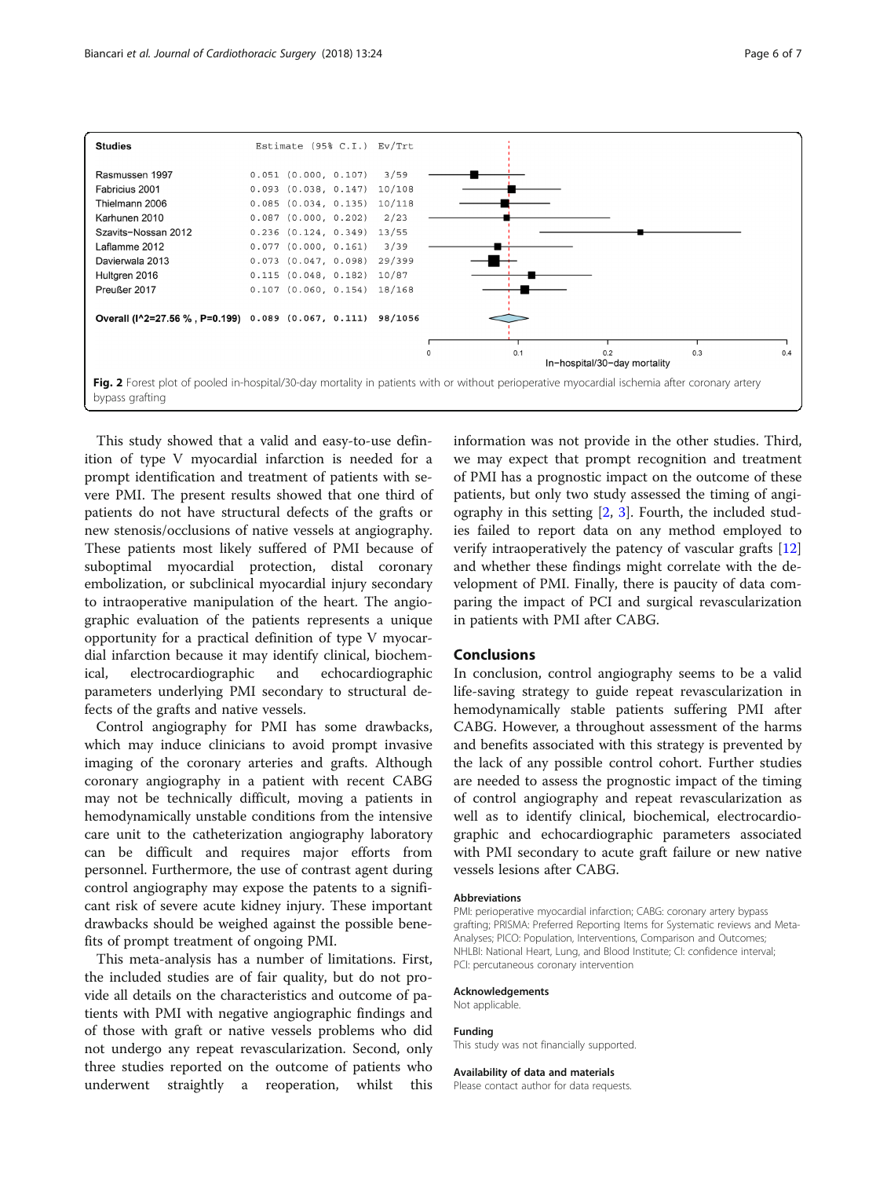Studies Estimate (95% C.I.) Ev/Trt

Rasmussen 1997 0.051 (0.000, 0.107) 3/59

Fabricius 2001 0.093 (0.038, 0.147) 10/108

Thielmann 2006 0.085 (0.034, 0.135) 10/118

Karhunen 2010 0.087 (0.000, 0.202) 2/23

Szavits-Nossan 2012 0.236 (0.124, 0.349) 13/55

Laflamme 2012 0.077 (0.000, 0.161) 3/39

Davierwala 2013 0.073 (0.047, 0.098) 29/399

Hultgren 2016 0.115 (0.048, 0.182) 10/87

Preußer 2017 0.107 (0.060, 0.154) 18/168

Overall (I^2=27.56 % , P=0.199) 0.089 (0.067, 0.111) 98/1056

0 0.1 0.2 0.3 0.4

In-hospital/30-day mortality

**Fig. 2** Forest plot of pooled in-hospital/30-day mortality in patients with or without perioperative myocardial ischemia after coronary artery bypass grafting

This study showed that a valid and easy-to-use definition of type V myocardial infarction is needed for a prompt identification and treatment of patients with severe PMI. The present results showed that one third of patients do not have structural defects of the grafts or new stenosis/occlusions of native vessels at angiography. These patients most likely suffered of PMI because of suboptimal myocardial protection, distal coronary embolization, or subclinical myocardial injury secondary to intraoperative manipulation of the heart. The angiographic evaluation of the patients represents a unique opportunity for a practical definition of type V myocardial infarction because it may identify clinical, biochemical, electrocardiographic and echocardiographic parameters underlying PMI secondary to structural defects of the grafts and native vessels.

Control angiography for PMI has some drawbacks, which may induce clinicians to avoid prompt invasive imaging of the coronary arteries and grafts. Although coronary angiography in a patient with recent CABG may not be technically difficult, moving a patients in hemodynamically unstable conditions from the intensive care unit to the catheterization angiography laboratory can be difficult and requires major efforts from personnel. Furthermore, the use of contrast agent during control angiography may expose the patents to a significant risk of severe acute kidney injury. These important drawbacks should be weighed against the possible benefits of prompt treatment of ongoing PMI.

This meta-analysis has a number of limitations. First, the included studies are of fair quality, but do not provide all details on the characteristics and outcome of patients with PMI with negative angiographic findings and of those with graft or native vessels problems who did not undergo any repeat revascularization. Second, only three studies reported on the outcome of patients who underwent straightly a reoperation, whilst this information was not provide in the other studies. Third, we may expect that prompt recognition and treatment of PMI has a prognostic impact on the outcome of these patients, but only two study assessed the timing of angiography in this setting [2, 3]. Fourth, the included studies failed to report data on any method employed to verify intraoperatively the patency of vascular grafts [12] and whether these findings might correlate with the development of PMI. Finally, there is paucity of data comparing the impact of PCI and surgical revascularization in patients with PMI after CABG.

## Conclusions

In conclusion, control angiography seems to be a valid life-saving strategy to guide repeat revascularization in hemodynamically stable patients suffering PMI after CABG. However, a throughout assessment of the harms and benefits associated with this strategy is prevented by the lack of any possible control cohort. Further studies are needed to assess the prognostic impact of the timing of control angiography and repeat revascularization as well as to identify clinical, biochemical, electrocardiographic and echocardiographic parameters associated with PMI secondary to acute graft failure or new native vessels lesions after CABG.

### Abbreviations

PMI: perioperative myocardial infarction; CABG: coronary artery bypass grafting; PRISMA: Preferred Reporting Items for Systematic reviews and Meta-Analyses; PICO: Population, Interventions, Comparison and Outcomes; NHLBI: National Heart, Lung, and Blood Institute; CI: confidence interval; PCI: percutaneous coronary intervention

### Acknowledgements

Not applicable.

### Funding

This study was not financially supported.

### Availability of data and materials

Please contact author for data requests.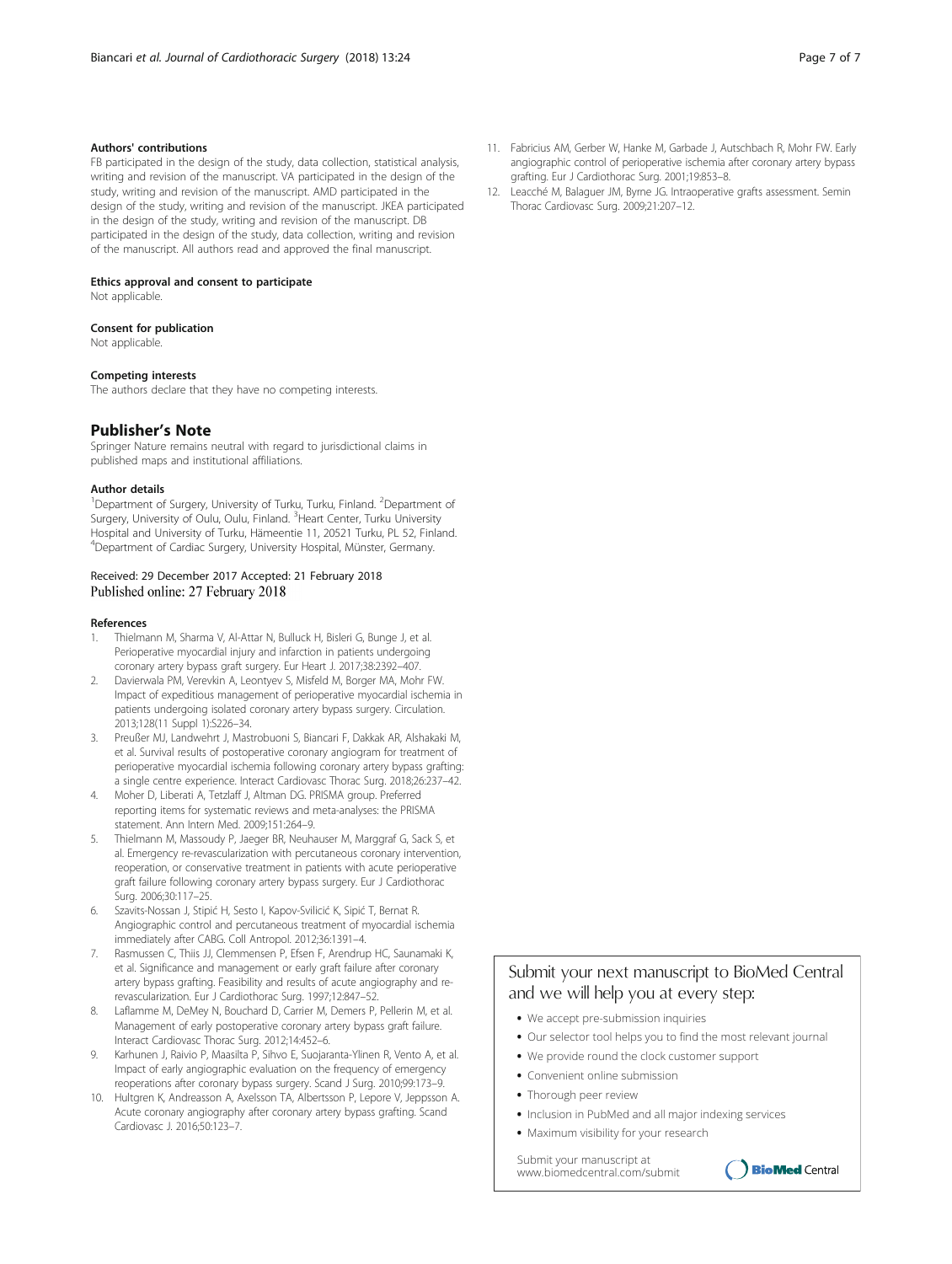#### Authors' contributions

FB participated in the design of the study, data collection, statistical analysis, writing and revision of the manuscript. VA participated in the design of the study, writing and revision of the manuscript. AMD participated in the design of the study, writing and revision of the manuscript. JKEA participated in the design of the study, writing and revision of the manuscript. DB participated in the design of the study, data collection, writing and revision of the manuscript. All authors read and approved the final manuscript.

#### Ethics approval and consent to participate

Not applicable.

#### Consent for publication

Not applicable.

#### Competing interests

The authors declare that they have no competing interests.

### Publisher's Note

Springer Nature remains neutral with regard to jurisdictional claims in published maps and institutional affiliations.

#### Author details

[1]Department of Surgery, University of Turku, Turku, Finland. [2]Department of Surgery, University of Oulu, Oulu, Finland. [3]Heart Center, Turku University Hospital and University of Turku, Hämeentie 11, 20521 Turku, PL 52, Finland. [4]Department of Cardiac Surgery, University Hospital, Münster, Germany.

Received: 29 December 2017 Accepted: 21 February 2018
Published online: 27 February 2018

#### References

1. Thielmann M, Sharma V, Al-Attar N, Bulluck H, Bisleri G, Bunge J, et al. Perioperative myocardial injury and infarction in patients undergoing coronary artery bypass graft surgery. Eur Heart J. 2017;38:2392–407.
2. Davierwala PM, Verevkin A, Leontyev S, Misfeld M, Borger MA, Mohr FW. Impact of expeditious management of perioperative myocardial ischemia in patients undergoing isolated coronary artery bypass surgery. Circulation. 2013;128(11 Suppl 1):S226–34.
3. Preußer MJ, Landwehrt J, Mastrobuoni S, Biancari F, Dakkak AR, Alshakaki M, et al. Survival results of postoperative coronary angiogram for treatment of perioperative myocardial ischaemia following coronary artery bypass grafting: a single centre experience. Interact Cardiovasc Thorac Surg. 2018;26:237–42.
4. Moher D, Liberati A, Tetzlaff J, Altman DG. PRISMA group. Preferred reporting items for systematic reviews and meta-analyses: the PRISMA statement. Ann Intern Med. 2009;151:264–9.
5. Thielmann M, Massoudy P, Jaeger BR, Neuhauser M, Marggraf G, Sack S, et al. Emergency re-revascularization with percutaneous coronary intervention, reoperation, or conservative treatment in patients with acute perioperative graft failure following coronary artery bypass surgery. Eur J Cardiothorac Surg. 2006;30:117–25.
6. Szavits-Nossan J, Stipić H, Sesto I, Kapov-Svilicić K, Sipić T, Bernat R. Angiographic control and percutaneous treatment of myocardial ischemia immediately after CABG. Coll Antropol. 2012;36:1391–4.
7. Rasmussen C, Thiis JJ, Clemmensen P, Efsen F, Arendrup HC, Saunamaki K, et al. Significance and management or early graft failure after coronary artery bypass grafting. Feasibility and results of acute angiography and re-revascularization. Eur J Cardiothorac Surg. 1997;12:847–52.
8. Laflamme M, DeMey N, Bouchard D, Carrier M, Demers P, Pellerin M, et al. Management of early postoperative coronary artery bypass graft failure. Interact Cardiovasc Thorac Surg. 2012;14:452–6.
9. Karhunen J, Raivio P, Maasilta P, Sihvo E, Suojaranta-Ylinen R, Vento A, et al. Impact of early angiographic evaluation on the frequency of emergency reoperations after coronary bypass surgery. Scand J Surg. 2010;99:173–9.
10. Hultgren K, Andreasson A, Axelsson TA, Albertsson P, Lepore V, Jeppsson A. Acute coronary angiography after coronary artery bypass grafting. Scand Cardiovasc J. 2016;50:123–7.
11. Fabricius AM, Gerber W, Hanke M, Garbade J, Autschbach R, Mohr FW. Early angiographic control of perioperative ischemia after coronary artery bypass grafting. Eur J Cardiothorac Surg. 2001;19:853–8.
12. Leacché M, Balaguer JM, Byrne JG. Intraoperative grafts assessment. Semin Thorac Cardiovasc Surg. 2009;21:207–12.

Submit your next manuscript to BioMed Central and we will help you at every step:

- We accept pre-submission inquiries
- Our selector tool helps you to find the most relevant journal
- We provide round the clock customer support
- Convenient online submission
- Thorough peer review
- Inclusion in PubMed and all major indexing services
- Maximum visibility for your research

Submit your manuscript at www.biomedcentral.com/submit

BioMed Central